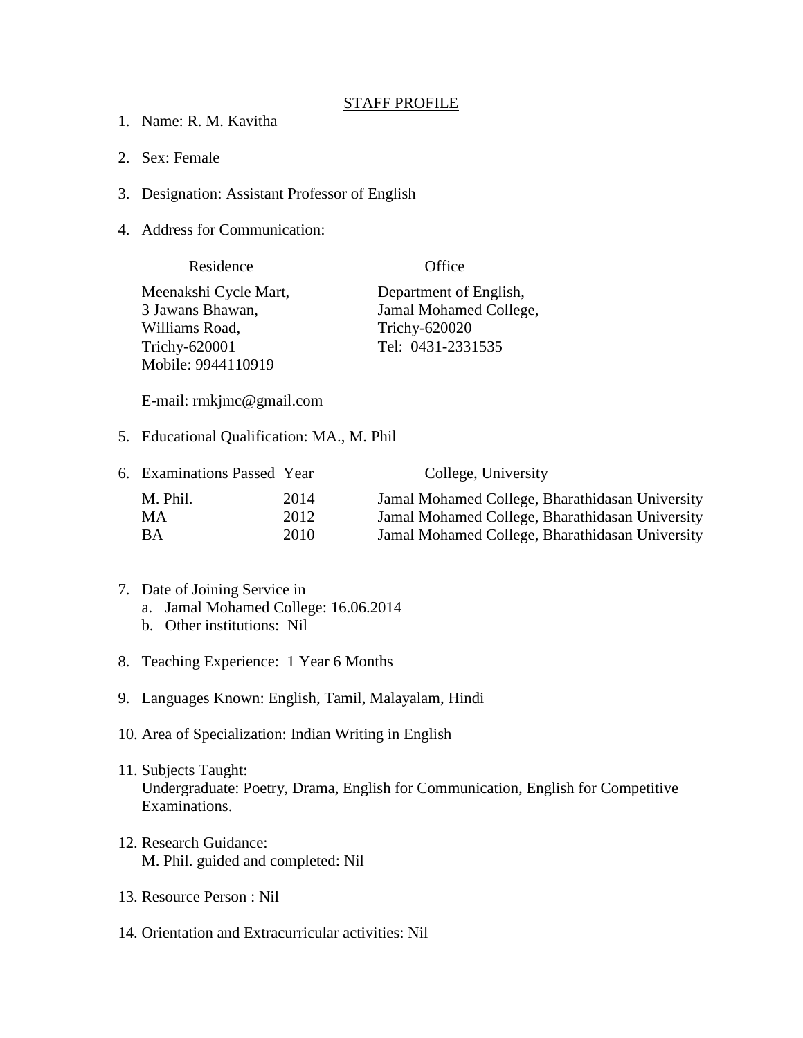# STAFF PROFILE

1. Name: R. M. Kavitha

2. Sex: Female

3. Designation: Assistant Professor of English

4. Address for Communication:

| Residence | Office |
|---|---|
| Meenakshi Cycle Mart,<br>3 Jawans Bhawan,<br>Williams Road,<br>Trichy-620001<br>Mobile: 9944110919 | Department of English,<br>Jamal Mohamed College,<br>Trichy-620020<br>Tel: 0431-2331535 |

   E-mail: rmkjmc@gmail.com

5. Educational Qualification: MA., M. Phil

6. Examinations Passed

| Examinations Passed | Year | College, University |
|---|---|---|
| M. Phil. | 2014 | Jamal Mohamed College, Bharathidasan University |
| MA | 2012 | Jamal Mohamed College, Bharathidasan University |
| BA | 2010 | Jamal Mohamed College, Bharathidasan University |

7. Date of Joining Service in
   a. Jamal Mohamed College: 16.06.2014
   b. Other institutions: Nil

8. Teaching Experience: 1 Year 6 Months

9. Languages Known: English, Tamil, Malayalam, Hindi

10. Area of Specialization: Indian Writing in English

11. Subjects Taught:
    Undergraduate: Poetry, Drama, English for Communication, English for Competitive Examinations.

12. Research Guidance:
    M. Phil. guided and completed: Nil

13. Resource Person : Nil

14. Orientation and Extracurricular activities: Nil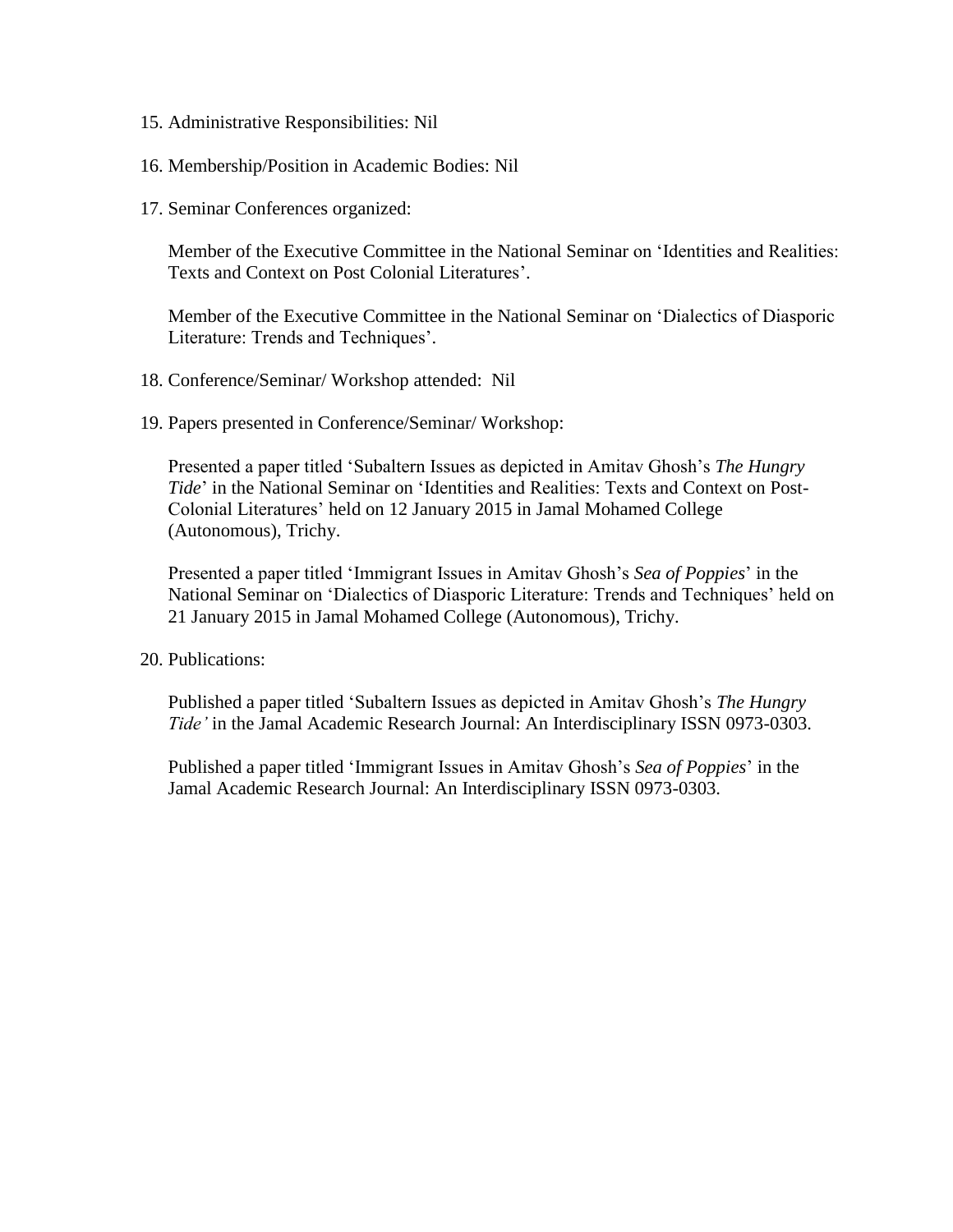15. Administrative Responsibilities: Nil

16. Membership/Position in Academic Bodies: Nil

17. Seminar Conferences organized:

    Member of the Executive Committee in the National Seminar on 'Identities and Realities: Texts and Context on Post Colonial Literatures'.

    Member of the Executive Committee in the National Seminar on 'Dialectics of Diasporic Literature: Trends and Techniques'.

18. Conference/Seminar/ Workshop attended: Nil

19. Papers presented in Conference/Seminar/ Workshop:

    Presented a paper titled 'Subaltern Issues as depicted in Amitav Ghosh's *The Hungry Tide*' in the National Seminar on 'Identities and Realities: Texts and Context on Post-Colonial Literatures' held on 12 January 2015 in Jamal Mohamed College (Autonomous), Trichy.

    Presented a paper titled 'Immigrant Issues in Amitav Ghosh's *Sea of Poppies*' in the National Seminar on 'Dialectics of Diasporic Literature: Trends and Techniques' held on 21 January 2015 in Jamal Mohamed College (Autonomous), Trichy.

20. Publications:

    Published a paper titled 'Subaltern Issues as depicted in Amitav Ghosh's *The Hungry Tide'* in the Jamal Academic Research Journal: An Interdisciplinary ISSN 0973-0303.

    Published a paper titled 'Immigrant Issues in Amitav Ghosh's *Sea of Poppies*' in the Jamal Academic Research Journal: An Interdisciplinary ISSN 0973-0303.